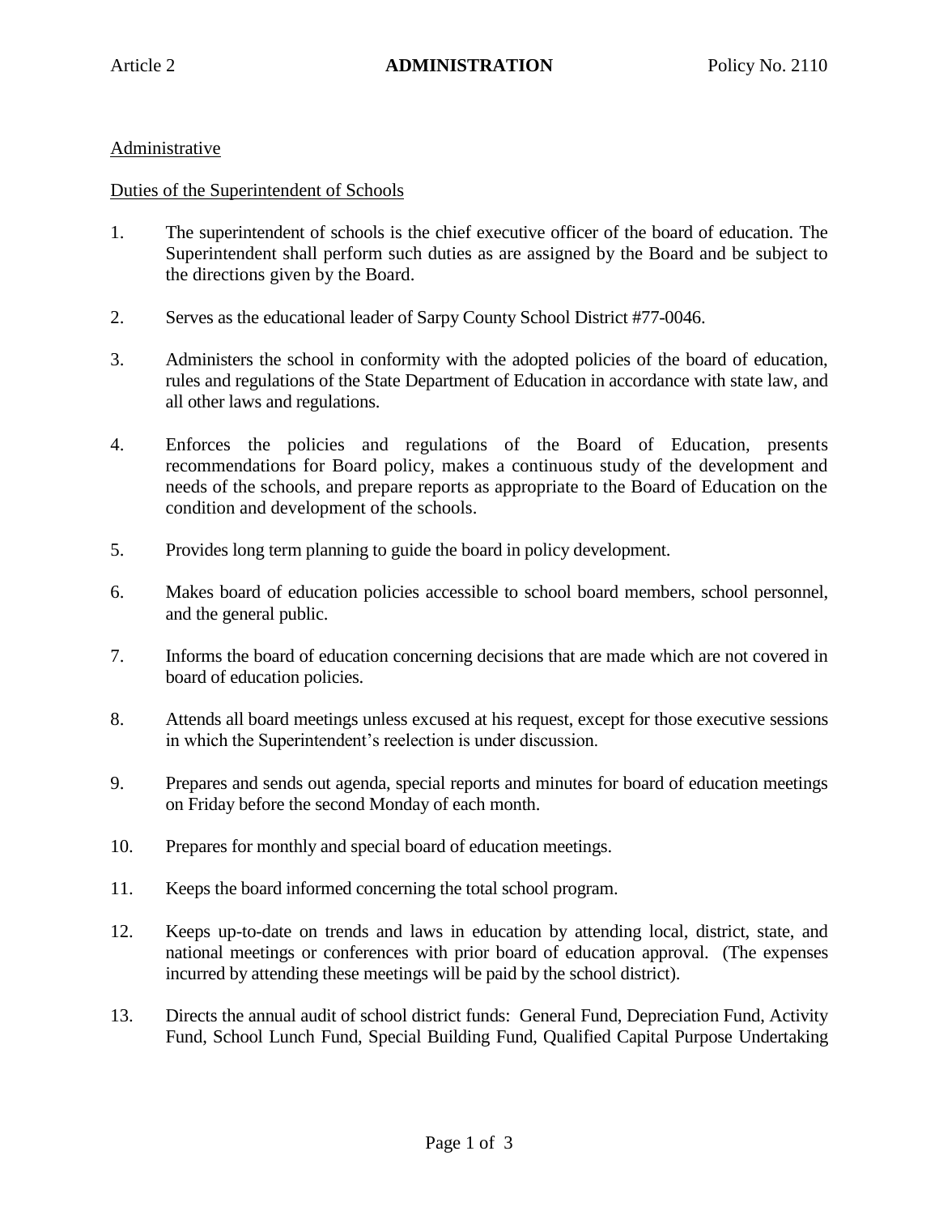Article 2 **ADMINISTRATION** Policy No. 2110

Administrative

Duties of the Superintendent of Schools

1. The superintendent of schools is the chief executive officer of the board of education. The Superintendent shall perform such duties as are assigned by the Board and be subject to the directions given by the Board.

2. Serves as the educational leader of Sarpy County School District #77-0046.

3. Administers the school in conformity with the adopted policies of the board of education, rules and regulations of the State Department of Education in accordance with state law, and all other laws and regulations.

4. Enforces the policies and regulations of the Board of Education, presents recommendations for Board policy, makes a continuous study of the development and needs of the schools, and prepare reports as appropriate to the Board of Education on the condition and development of the schools.

5. Provides long term planning to guide the board in policy development.

6. Makes board of education policies accessible to school board members, school personnel, and the general public.

7. Informs the board of education concerning decisions that are made which are not covered in board of education policies.

8. Attends all board meetings unless excused at his request, except for those executive sessions in which the Superintendent's reelection is under discussion.

9. Prepares and sends out agenda, special reports and minutes for board of education meetings on Friday before the second Monday of each month.

10. Prepares for monthly and special board of education meetings.

11. Keeps the board informed concerning the total school program.

12. Keeps up-to-date on trends and laws in education by attending local, district, state, and national meetings or conferences with prior board of education approval. (The expenses incurred by attending these meetings will be paid by the school district).

13. Directs the annual audit of school district funds: General Fund, Depreciation Fund, Activity Fund, School Lunch Fund, Special Building Fund, Qualified Capital Purpose Undertaking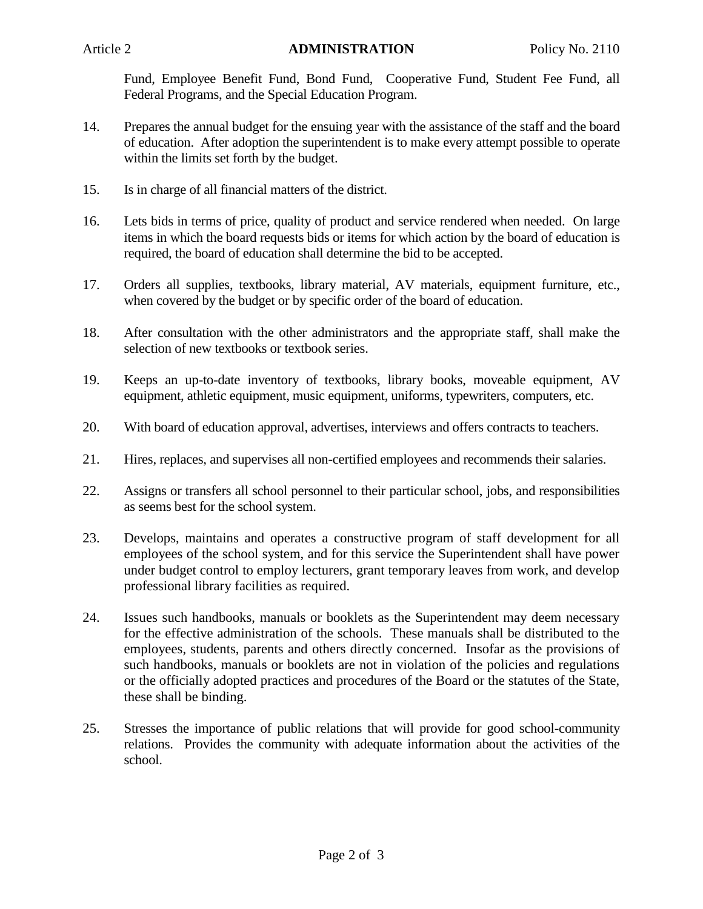Fund, Employee Benefit Fund, Bond Fund, Cooperative Fund, Student Fee Fund, all Federal Programs, and the Special Education Program.

14. Prepares the annual budget for the ensuing year with the assistance of the staff and the board of education. After adoption the superintendent is to make every attempt possible to operate within the limits set forth by the budget.

15. Is in charge of all financial matters of the district.

16. Lets bids in terms of price, quality of product and service rendered when needed. On large items in which the board requests bids or items for which action by the board of education is required, the board of education shall determine the bid to be accepted.

17. Orders all supplies, textbooks, library material, AV materials, equipment furniture, etc., when covered by the budget or by specific order of the board of education.

18. After consultation with the other administrators and the appropriate staff, shall make the selection of new textbooks or textbook series.

19. Keeps an up-to-date inventory of textbooks, library books, moveable equipment, AV equipment, athletic equipment, music equipment, uniforms, typewriters, computers, etc.

20. With board of education approval, advertises, interviews and offers contracts to teachers.

21. Hires, replaces, and supervises all non-certified employees and recommends their salaries.

22. Assigns or transfers all school personnel to their particular school, jobs, and responsibilities as seems best for the school system.

23. Develops, maintains and operates a constructive program of staff development for all employees of the school system, and for this service the Superintendent shall have power under budget control to employ lecturers, grant temporary leaves from work, and develop professional library facilities as required.

24. Issues such handbooks, manuals or booklets as the Superintendent may deem necessary for the effective administration of the schools. These manuals shall be distributed to the employees, students, parents and others directly concerned. Insofar as the provisions of such handbooks, manuals or booklets are not in violation of the policies and regulations or the officially adopted practices and procedures of the Board or the statutes of the State, these shall be binding.

25. Stresses the importance of public relations that will provide for good school-community relations. Provides the community with adequate information about the activities of the school.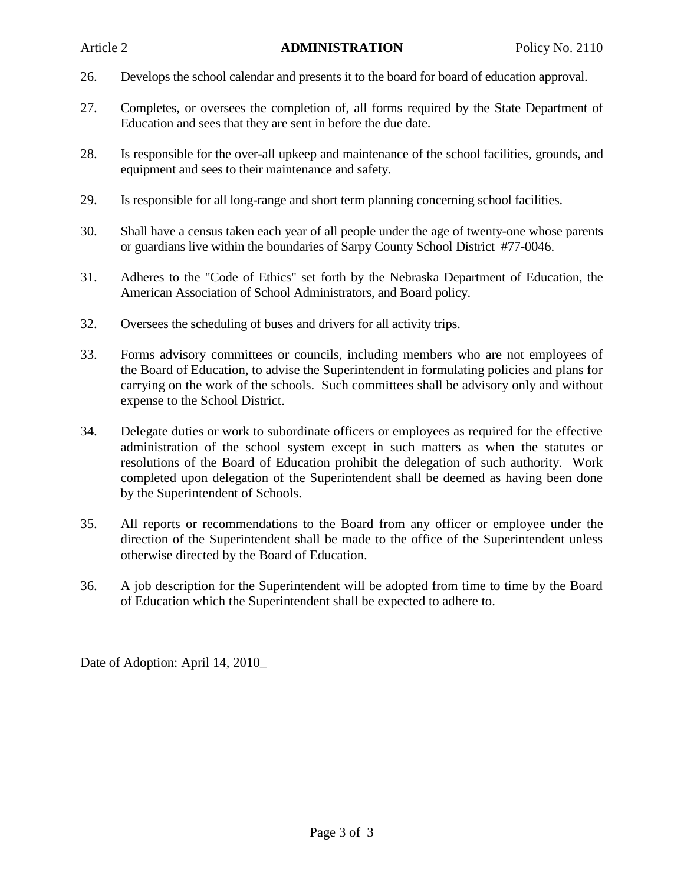26. Develops the school calendar and presents it to the board for board of education approval.

27. Completes, or oversees the completion of, all forms required by the State Department of Education and sees that they are sent in before the due date.

28. Is responsible for the over-all upkeep and maintenance of the school facilities, grounds, and equipment and sees to their maintenance and safety.

29. Is responsible for all long-range and short term planning concerning school facilities.

30. Shall have a census taken each year of all people under the age of twenty-one whose parents or guardians live within the boundaries of Sarpy County School District #77-0046.

31. Adheres to the "Code of Ethics" set forth by the Nebraska Department of Education, the American Association of School Administrators, and Board policy.

32. Oversees the scheduling of buses and drivers for all activity trips.

33. Forms advisory committees or councils, including members who are not employees of the Board of Education, to advise the Superintendent in formulating policies and plans for carrying on the work of the schools. Such committees shall be advisory only and without expense to the School District.

34. Delegate duties or work to subordinate officers or employees as required for the effective administration of the school system except in such matters as when the statutes or resolutions of the Board of Education prohibit the delegation of such authority. Work completed upon delegation of the Superintendent shall be deemed as having been done by the Superintendent of Schools.

35. All reports or recommendations to the Board from any officer or employee under the direction of the Superintendent shall be made to the office of the Superintendent unless otherwise directed by the Board of Education.

36. A job description for the Superintendent will be adopted from time to time by the Board of Education which the Superintendent shall be expected to adhere to.

Date of Adoption: April 14, 2010_